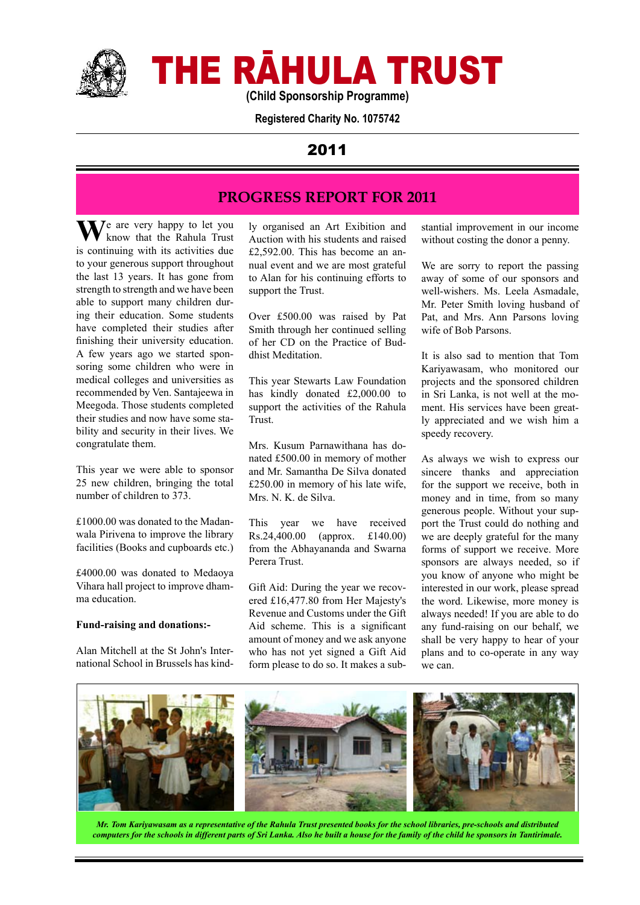# THE RĀHULA TRUST

**(Child Sponsorship Programme)**

**Registered Charity No. 1075742**

## 2011

## PROGRESS REPORT FOR 2011

We are very happy to let you know that the Rahula Trust is continuing with its activities due to your generous support throughout the last 13 years. It has gone from strength to strength and we have been able to support many children during their education. Some students have completed their studies after finishing their university education. A few years ago we started sponsoring some children who were in medical colleges and universities as recommended by Ven. Santajeewa in Meegoda. Those students completed their studies and now have some stability and security in their lives. We congratulate them.

This year we were able to sponsor 25 new children, bringing the total number of children to 373.

£1000.00 was donated to the Madanwala Pirivena to improve the library facilities (Books and cupboards etc.)

£4000.00 was donated to Medaoya Vihara hall project to improve dhamma education.

**Fund-raising and donations:-**

Alan Mitchell at the St John's International School in Brussels has kindly organised an Art Exibition and Auction with his students and raised £2,592.00. This has become an annual event and we are most grateful to Alan for his continuing efforts to support the Trust.

Over £500.00 was raised by Pat Smith through her continued selling of her CD on the Practice of Buddhist Meditation.

This year Stewarts Law Foundation has kindly donated £2,000.00 to support the activities of the Rahula Trust.

Mrs. Kusum Parnawithana has donated £500.00 in memory of mother and Mr. Samantha De Silva donated £250.00 in memory of his late wife, Mrs. N. K. de Silva.

This year we have received Rs.24,400.00 (approx. £140.00) from the Abhayananda and Swarna Perera Trust.

Gift Aid: During the year we recovered £16,477.80 from Her Majesty's Revenue and Customs under the Gift Aid scheme. This is a significant amount of money and we ask anyone who has not yet signed a Gift Aid form please to do so. It makes a substantial improvement in our income without costing the donor a penny.

We are sorry to report the passing away of some of our sponsors and well-wishers. Ms. Leela Asmadale, Mr. Peter Smith loving husband of Pat, and Mrs. Ann Parsons loving wife of Bob Parsons.

It is also sad to mention that Tom Kariyawasam, who monitored our projects and the sponsored children in Sri Lanka, is not well at the moment. His services have been greatly appreciated and we wish him a speedy recovery.

As always we wish to express our sincere thanks and appreciation for the support we receive, both in money and in time, from so many generous people. Without your support the Trust could do nothing and we are deeply grateful for the many forms of support we receive. More sponsors are always needed, so if you know of anyone who might be interested in our work, please spread the word. Likewise, more money is always needed! If you are able to do any fund-raising on our behalf, we shall be very happy to hear of your plans and to co-operate in any way we can.

*Mr. Tom Kariyawasam as a representative of the Rahula Trust presented books for the school libraries, pre-schools and distributed computers for the schools in different parts of Sri Lanka. Also he built a house for the family of the child he sponsors in Tantirimale.*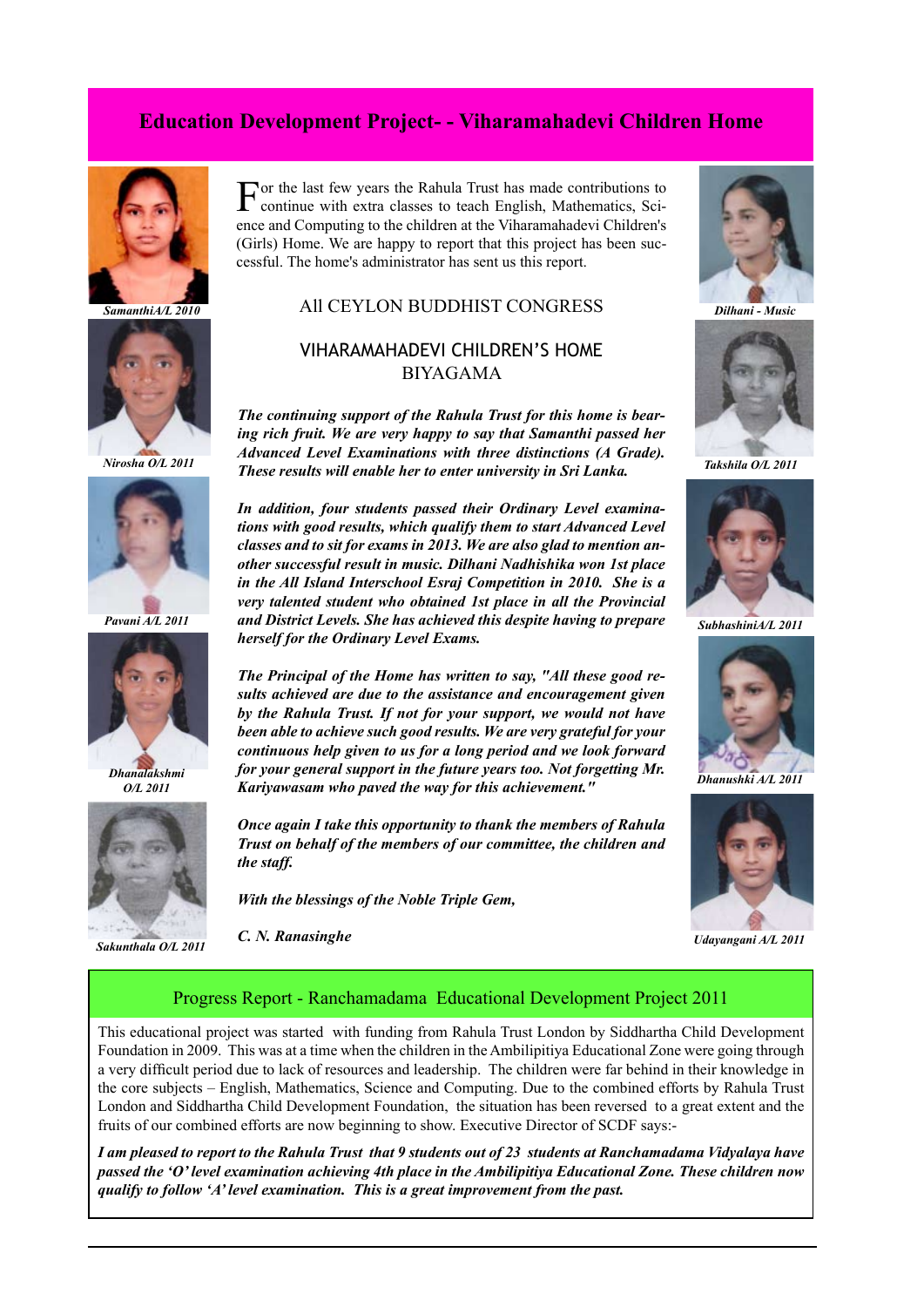## Education Development Project- - Viharamahadevi Children Home

SamanthiA/L 2010

Nirosha O/L 2011

Pavani A/L 2011

Dhanalakshmi O/L 2011

Sakunthala O/L 2011

For the last few years the Rahula Trust has made contributions to continue with extra classes to teach English, Mathematics, Science and Computing to the children at the Viharamahadevi Children's (Girls) Home. We are happy to report that this project has been successful. The home's administrator has sent us this report.

All CEYLON BUDDHIST CONGRESS

VIHARAMAHADEVI CHILDREN'S HOME
BIYAGAMA

***The continuing support of the Rahula Trust for this home is bearing rich fruit. We are very happy to say that Samanthi passed her Advanced Level Examinations with three distinctions (A Grade). These results will enable her to enter university in Sri Lanka.***

***In addition, four students passed their Ordinary Level examinations with good results, which qualify them to start Advanced Level classes and to sit for exams in 2013. We are also glad to mention another successful result in music. Dilhani Nadhishika won 1st place in the All Island Interschool Esraj Competition in 2010. She is a very talented student who obtained 1st place in all the Provincial and District Levels. She has achieved this despite having to prepare herself for the Ordinary Level Exams.***

***The Principal of the Home has written to say, "All these good results achieved are due to the assistance and encouragement given by the Rahula Trust. If not for your support, we would not have been able to achieve such good results. We are very grateful for your continuous help given to us for a long period and we look forward for your general support in the future years too. Not forgetting Mr. Kariyawasam who paved the way for this achievement."***

***Once again I take this opportunity to thank the members of Rahula Trust on behalf of the members of our committee, the children and the staff.***

***With the blessings of the Noble Triple Gem,***

***C. N. Ranasinghe***

Dilhani - Music

Takshila O/L 2011

SubhashiniA/L 2011

Dhanushki A/L 2011

Udayangani A/L 2011

## Progress Report - Ranchamadama Educational Development Project 2011

This educational project was started with funding from Rahula Trust London by Siddhartha Child Development Foundation in 2009. This was at a time when the children in the Ambilipitiya Educational Zone were going through a very difficult period due to lack of resources and leadership. The children were far behind in their knowledge in the core subjects – English, Mathematics, Science and Computing. Due to the combined efforts by Rahula Trust London and Siddhartha Child Development Foundation, the situation has been reversed to a great extent and the fruits of our combined efforts are now beginning to show. Executive Director of SCDF says:-

***I am pleased to report to the Rahula Trust that 9 students out of 23 students at Ranchamadama Vidyalaya have passed the 'O' level examination achieving 4th place in the Ambilipitiya Educational Zone. These children now qualify to follow 'A' level examination. This is a great improvement from the past.***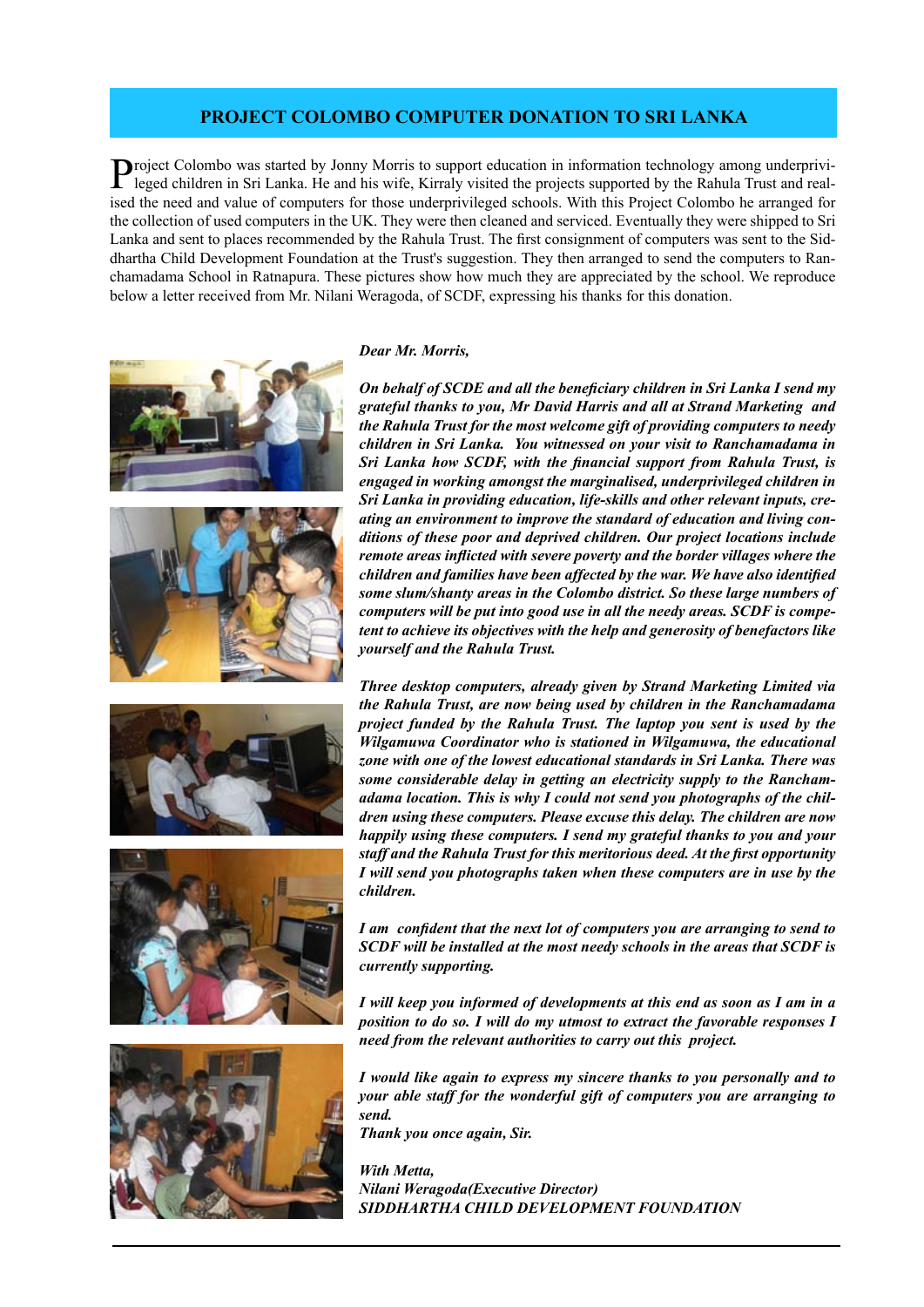## PROJECT COLOMBO COMPUTER DONATION TO SRI LANKA

Project Colombo was started by Jonny Morris to support education in information technology among underprivileged children in Sri Lanka. He and his wife, Kirraly visited the projects supported by the Rahula Trust and realised the need and value of computers for those underprivileged schools. With this Project Colombo he arranged for the collection of used computers in the UK. They were then cleaned and serviced. Eventually they were shipped to Sri Lanka and sent to places recommended by the Rahula Trust. The first consignment of computers was sent to the Siddhartha Child Development Foundation at the Trust's suggestion. They then arranged to send the computers to Ranchamadama School in Ratnapura. These pictures show how much they are appreciated by the school. We reproduce below a letter received from Mr. Nilani Weragoda, of SCDF, expressing his thanks for this donation.

***Dear Mr. Morris,***

***On behalf of SCDE and all the beneficiary children in Sri Lanka I send my grateful thanks to you, Mr David Harris and all at Strand Marketing and the Rahula Trust for the most welcome gift of providing computers to needy children in Sri Lanka. You witnessed on your visit to Ranchamadama in Sri Lanka how SCDF, with the financial support from Rahula Trust, is engaged in working amongst the marginalised, underprivileged children in Sri Lanka in providing education, life-skills and other relevant inputs, creating an environment to improve the standard of education and living conditions of these poor and deprived children. Our project locations include remote areas inflicted with severe poverty and the border villages where the children and families have been affected by the war. We have also identified some slum/shanty areas in the Colombo district. So these large numbers of computers will be put into good use in all the needy areas. SCDF is competent to achieve its objectives with the help and generosity of benefactors like yourself and the Rahula Trust.***

***Three desktop computers, already given by Strand Marketing Limited via the Rahula Trust, are now being used by children in the Ranchamadama project funded by the Rahula Trust. The laptop you sent is used by the Wilgamuwa Coordinator who is stationed in Wilgamuwa, the educational zone with one of the lowest educational standards in Sri Lanka. There was some considerable delay in getting an electricity supply to the Ranchamadama location. This is why I could not send you photographs of the children using these computers. Please excuse this delay. The children are now happily using these computers. I send my grateful thanks to you and your staff and the Rahula Trust for this meritorious deed. At the first opportunity I will send you photographs taken when these computers are in use by the children.***

***I am confident that the next lot of computers you are arranging to send to SCDF will be installed at the most needy schools in the areas that SCDF is currently supporting.***

***I will keep you informed of developments at this end as soon as I am in a position to do so. I will do my utmost to extract the favorable responses I need from the relevant authorities to carry out this project.***

***I would like again to express my sincere thanks to you personally and to your able staff for the wonderful gift of computers you are arranging to send.***
***Thank you once again, Sir.***

***With Metta,***
***Nilani Weragoda(Executive Director)***
***SIDDHARTHA CHILD DEVELOPMENT FOUNDATION***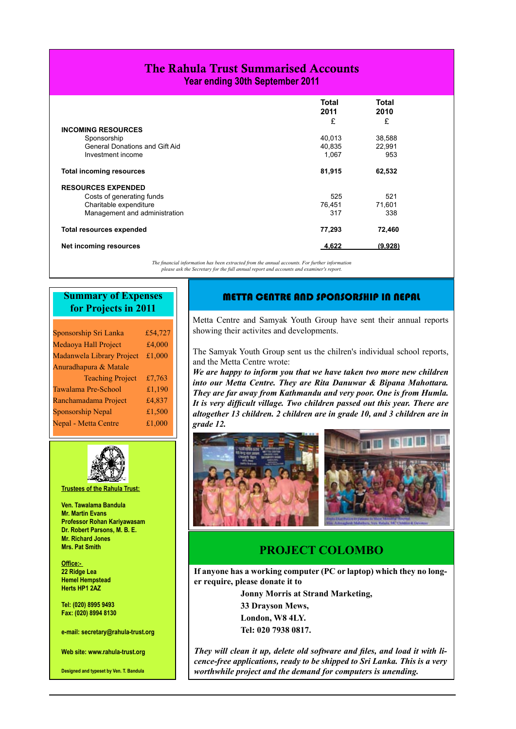# The Rahula Trust Summarised Accounts

## Year ending 30th September 2011

| | Total 2011 £ | Total 2010 £ |
|---|---|---|
| **INCOMING RESOURCES** | | |
| Sponsorship | 40,013 | 38,588 |
| General Donations and Gift Aid | 40,835 | 22,991 |
| Investment income | 1,067 | 953 |
| **Total incoming resources** | **81,915** | **62,532** |
| **RESOURCES EXPENDED** | | |
| Costs of generating funds | 525 | 521 |
| Charitable expenditure | 76,451 | 71,601 |
| Management and administration | 317 | 338 |
| **Total resources expended** | **77,293** | **72,460** |
| **Net incoming resources** | **4,622** | **(9,928)** |

*The financial information has been extracted from the annual accounts. For further information please ask the Secretary for the full annual report and accounts and examiner's report.*

## Summary of Expenses for Projects in 2011

| | |
|---|---|
| Sponsorship Sri Lanka | £54,727 |
| Medaoya Hall Project | £4,000 |
| Madanwela Library Project | £1,000 |
| Anuradhapura & Matale Teaching Project | £7,763 |
| Tawalama Pre-School | £1,190 |
| Ranchamadama Project | £4,837 |
| Sponsorship Nepal | £1,500 |
| Nepal - Metta Centre | £1,000 |

**Trustees of the Rahula Trust:**

**Ven. Tawalama Bandula**
**Mr. Martin Evans**
**Professor Rohan Kariyawasam**
**Dr. Robert Parsons, M. B. E.**
**Mr. Richard Jones**
**Mrs. Pat Smith**

**Office:-**
**22 Ridge Lea**
**Hemel Hempstead**
**Herts HP1 2AZ**

**Tel: (020) 8995 9493**
**Fax: (020) 8994 8130**

**e-mail: secretary@rahula-trust.org**

**Web site: www.rahula-trust.org**

**Designed and typeset by Ven. T. Bandula**

## METTA CENTRE AND SPONSORSHIP IN NEPAL

Metta Centre and Samyak Youth Group have sent their annual reports showing their activites and developments.

The Samyak Youth Group sent us the chilren's individual school reports, and the Metta Centre wrote:

***We are happy to inform you that we have taken two more new children into our Metta Centre. They are Rita Danuwar & Bipana Mahottara. They are far away from Kathmandu and very poor. One is from Humla. It is very difficult village. Two children passed out this year. There are altogether 13 children. 2 children are in grade 10, and 3 children are in grade 12.***

## PROJECT COLOMBO

**If anyone has a working computer (PC or laptop) which they no longer require, please donate it to**

**Jonny Morris at Strand Marketing,**
**33 Drayson Mews,**
**London, W8 4LY.**
**Tel: 020 7938 0817.**

***They will clean it up, delete old software and files, and load it with licence-free applications, ready to be shipped to Sri Lanka. This is a very worthwhile project and the demand for computers is unending.***